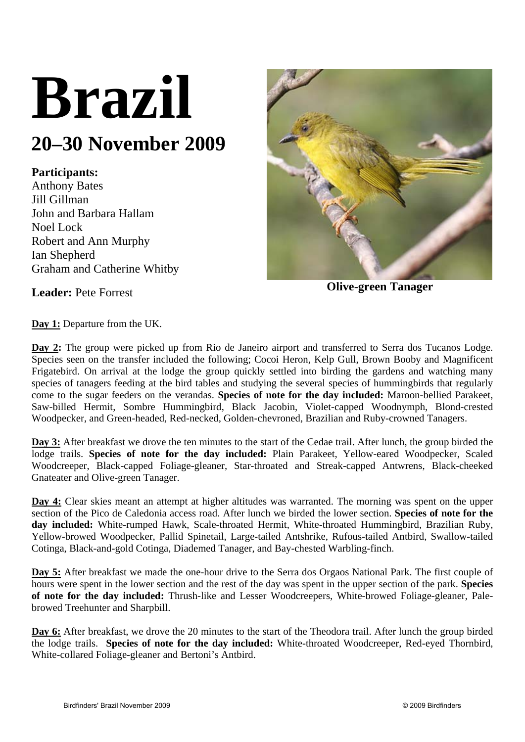# Brazil

## 20–30 November 2009

**Participants:**
Anthony Bates
Jill Gillman
John and Barbara Hallam
Noel Lock
Robert and Ann Murphy
Ian Shepherd
Graham and Catherine Whitby

**Leader:** Pete Forrest

**Olive-green Tanager**

**Day 1:** Departure from the UK.

**Day 2:** The group were picked up from Rio de Janeiro airport and transferred to Serra dos Tucanos Lodge. Species seen on the transfer included the following; Cocoi Heron, Kelp Gull, Brown Booby and Magnificent Frigatebird. On arrival at the lodge the group quickly settled into birding the gardens and watching many species of tanagers feeding at the bird tables and studying the several species of hummingbirds that regularly come to the sugar feeders on the verandas. **Species of note for the day included:** Maroon-bellied Parakeet, Saw-billed Hermit, Sombre Hummingbird, Black Jacobin, Violet-capped Woodnymph, Blond-crested Woodpecker, and Green-headed, Red-necked, Golden-chevroned, Brazilian and Ruby-crowned Tanagers.

**Day 3:** After breakfast we drove the ten minutes to the start of the Cedae trail. After lunch, the group birded the lodge trails. **Species of note for the day included:** Plain Parakeet, Yellow-eared Woodpecker, Scaled Woodcreeper, Black-capped Foliage-gleaner, Star-throated and Streak-capped Antwrens, Black-cheeked Gnateater and Olive-green Tanager.

**Day 4:** Clear skies meant an attempt at higher altitudes was warranted. The morning was spent on the upper section of the Pico de Caledonia access road. After lunch we birded the lower section. **Species of note for the day included:** White-rumped Hawk, Scale-throated Hermit, White-throated Hummingbird, Brazilian Ruby, Yellow-browed Woodpecker, Pallid Spinetail, Large-tailed Antshrike, Rufous-tailed Antbird, Swallow-tailed Cotinga, Black-and-gold Cotinga, Diademed Tanager, and Bay-chested Warbling-finch.

**Day 5:** After breakfast we made the one-hour drive to the Serra dos Orgaos National Park. The first couple of hours were spent in the lower section and the rest of the day was spent in the upper section of the park. **Species of note for the day included:** Thrush-like and Lesser Woodcreepers, White-browed Foliage-gleaner, Pale-browed Treehunter and Sharpbill.

**Day 6:** After breakfast, we drove the 20 minutes to the start of the Theodora trail. After lunch the group birded the lodge trails. **Species of note for the day included:** White-throated Woodcreeper, Red-eyed Thornbird, White-collared Foliage-gleaner and Bertoni's Antbird.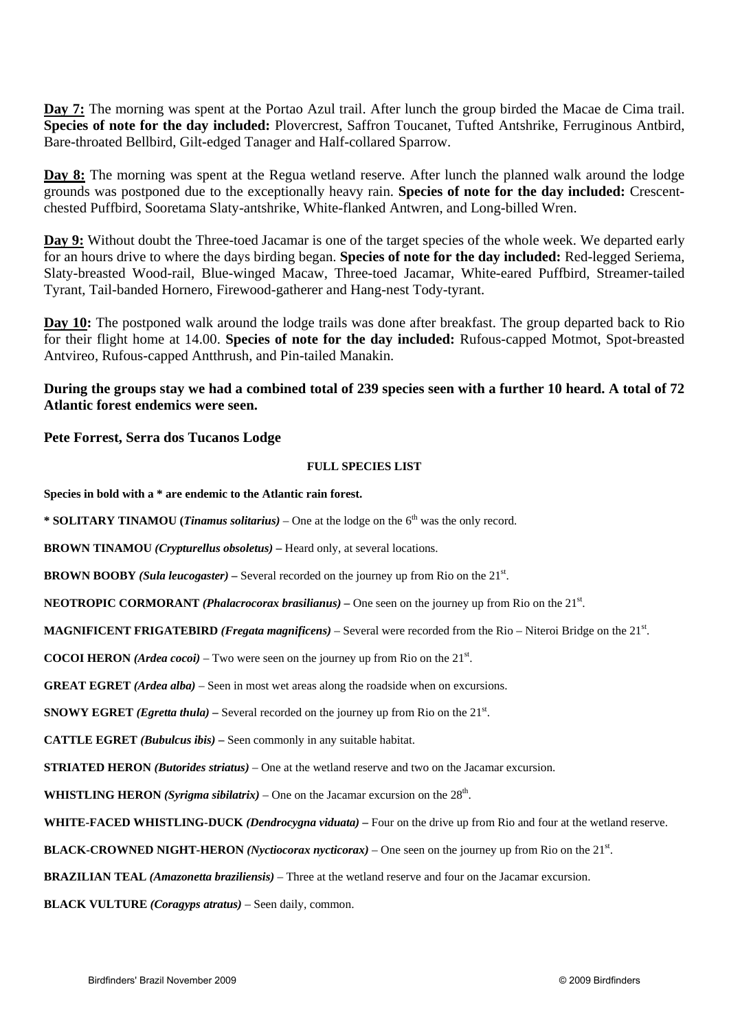**Day 7:** The morning was spent at the Portao Azul trail. After lunch the group birded the Macae de Cima trail. **Species of note for the day included:** Plovercrest, Saffron Toucanet, Tufted Antshrike, Ferruginous Antbird, Bare-throated Bellbird, Gilt-edged Tanager and Half-collared Sparrow.

**Day 8:** The morning was spent at the Regua wetland reserve. After lunch the planned walk around the lodge grounds was postponed due to the exceptionally heavy rain. **Species of note for the day included:** Crescent-chested Puffbird, Sooretama Slaty-antshrike, White-flanked Antwren, and Long-billed Wren.

**Day 9:** Without doubt the Three-toed Jacamar is one of the target species of the whole week. We departed early for an hours drive to where the days birding began. **Species of note for the day included:** Red-legged Seriema, Slaty-breasted Wood-rail, Blue-winged Macaw, Three-toed Jacamar, White-eared Puffbird, Streamer-tailed Tyrant, Tail-banded Hornero, Firewood-gatherer and Hang-nest Tody-tyrant.

**Day 10:** The postponed walk around the lodge trails was done after breakfast. The group departed back to Rio for their flight home at 14.00. **Species of note for the day included:** Rufous-capped Motmot, Spot-breasted Antvireo, Rufous-capped Antthrush, and Pin-tailed Manakin.

**During the groups stay we had a combined total of 239 species seen with a further 10 heard. A total of 72 Atlantic forest endemics were seen.**

**Pete Forrest, Serra dos Tucanos Lodge**

#### FULL SPECIES LIST

**Species in bold with a * are endemic to the Atlantic rain forest.**

**\* SOLITARY TINAMOU (*Tinamus solitarius*)** – One at the lodge on the 6th was the only record.

**BROWN TINAMOU *(Crypturellus obsoletus)* –** Heard only, at several locations.

**BROWN BOOBY *(Sula leucogaster)* –** Several recorded on the journey up from Rio on the 21st.

**NEOTROPIC CORMORANT *(Phalacrocorax brasilianus)* –** One seen on the journey up from Rio on the 21st.

**MAGNIFICENT FRIGATEBIRD *(Fregata magnificens)*** – Several were recorded from the Rio – Niteroi Bridge on the 21st.

**COCOI HERON *(Ardea cocoi)*** – Two were seen on the journey up from Rio on the 21st.

**GREAT EGRET *(Ardea alba)*** – Seen in most wet areas along the roadside when on excursions.

**SNOWY EGRET *(Egretta thula)* –** Several recorded on the journey up from Rio on the 21st.

**CATTLE EGRET *(Bubulcus ibis)* –** Seen commonly in any suitable habitat.

**STRIATED HERON *(Butorides striatus)*** – One at the wetland reserve and two on the Jacamar excursion.

**WHISTLING HERON *(Syrigma sibilatrix)*** – One on the Jacamar excursion on the 28th.

**WHITE-FACED WHISTLING-DUCK *(Dendrocygna viduata)* –** Four on the drive up from Rio and four at the wetland reserve.

**BLACK-CROWNED NIGHT-HERON *(Nyctiocorax nycticorax)*** – One seen on the journey up from Rio on the 21st.

**BRAZILIAN TEAL *(Amazonetta braziliensis)*** – Three at the wetland reserve and four on the Jacamar excursion.

**BLACK VULTURE *(Coragyps atratus)*** – Seen daily, common.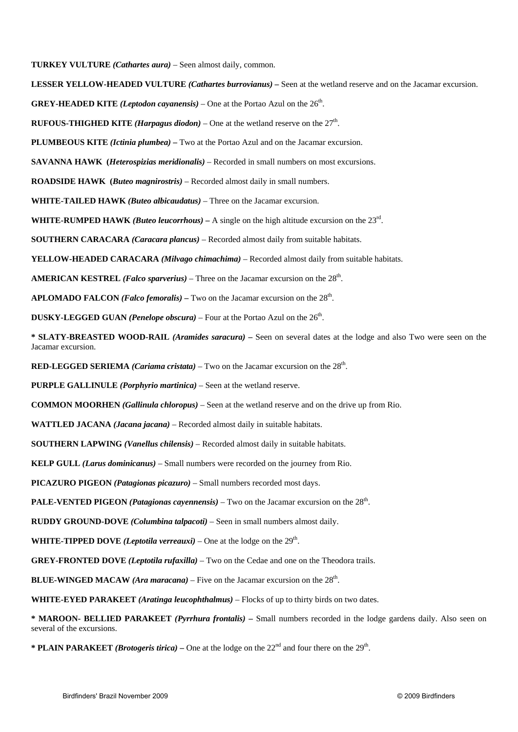**TURKEY VULTURE** ***(Cathartes aura)*** – Seen almost daily, common.

**LESSER YELLOW-HEADED VULTURE** ***(Cathartes burrovianus)*** **–** Seen at the wetland reserve and on the Jacamar excursion.

**GREY-HEADED KITE** ***(Leptodon cayanensis)*** – One at the Portao Azul on the 26th.

**RUFOUS-THIGHED KITE** ***(Harpagus diodon)*** – One at the wetland reserve on the 27th.

**PLUMBEOUS KITE** ***(Ictinia plumbea)*** **–** Two at the Portao Azul and on the Jacamar excursion.

**SAVANNA HAWK (*Heterospizias meridionalis)*** – Recorded in small numbers on most excursions.

**ROADSIDE HAWK (*Buteo magnirostris)*** – Recorded almost daily in small numbers.

**WHITE-TAILED HAWK** ***(Buteo albicaudatus)*** – Three on the Jacamar excursion.

**WHITE-RUMPED HAWK** ***(Buteo leucorrhous)*** **–** A single on the high altitude excursion on the 23rd.

**SOUTHERN CARACARA** ***(Caracara plancus)*** – Recorded almost daily from suitable habitats.

**YELLOW-HEADED CARACARA** ***(Milvago chimachima)*** – Recorded almost daily from suitable habitats.

**AMERICAN KESTREL** ***(Falco sparverius)*** – Three on the Jacamar excursion on the 28th.

**APLOMADO FALCON** ***(Falco femoralis)*** **–** Two on the Jacamar excursion on the 28th.

**DUSKY-LEGGED GUAN** ***(Penelope obscura)*** – Four at the Portao Azul on the 26th.

**\* SLATY-BREASTED WOOD-RAIL** ***(Aramides saracura)*** **–** Seen on several dates at the lodge and also Two were seen on the Jacamar excursion.

**RED-LEGGED SERIEMA** ***(Cariama cristata)*** – Two on the Jacamar excursion on the 28th.

**PURPLE GALLINULE** ***(Porphyrio martinica)*** – Seen at the wetland reserve.

**COMMON MOORHEN** ***(Gallinula chloropus)*** – Seen at the wetland reserve and on the drive up from Rio.

**WATTLED JACANA** ***(Jacana jacana)*** – Recorded almost daily in suitable habitats.

**SOUTHERN LAPWING** ***(Vanellus chilensis)*** – Recorded almost daily in suitable habitats.

**KELP GULL** ***(Larus dominicanus)*** – Small numbers were recorded on the journey from Rio.

**PICAZURO PIGEON** ***(Patagionas picazuro)*** – Small numbers recorded most days.

**PALE-VENTED PIGEON** ***(Patagionas cayennensis)*** – Two on the Jacamar excursion on the 28th.

**RUDDY GROUND-DOVE** ***(Columbina talpacoti)*** – Seen in small numbers almost daily.

**WHITE-TIPPED DOVE** ***(Leptotila verreauxi)*** – One at the lodge on the 29th.

**GREY-FRONTED DOVE** ***(Leptotila rufaxilla)*** – Two on the Cedae and one on the Theodora trails.

**BLUE-WINGED MACAW** ***(Ara maracana)*** – Five on the Jacamar excursion on the 28th.

**WHITE-EYED PARAKEET** ***(Aratinga leucophthalmus)*** – Flocks of up to thirty birds on two dates.

**\* MAROON- BELLIED PARAKEET** ***(Pyrrhura frontalis)*** **–** Small numbers recorded in the lodge gardens daily. Also seen on several of the excursions.

**\* PLAIN PARAKEET** ***(Brotogeris tirica)*** **–** One at the lodge on the 22nd and four there on the 29th.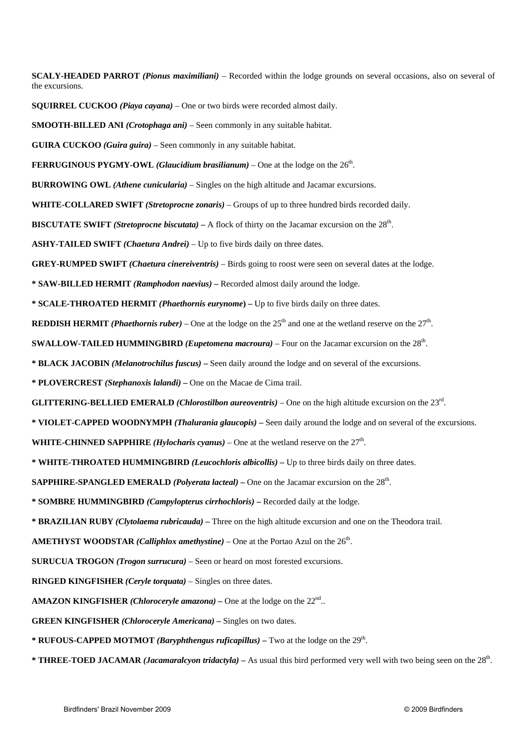**SCALY-HEADED PARROT *(Pionus maximiliani)*** – Recorded within the lodge grounds on several occasions, also on several of the excursions.

**SQUIRREL CUCKOO *(Piaya cayana)*** – One or two birds were recorded almost daily.

**SMOOTH-BILLED ANI *(Crotophaga ani)*** – Seen commonly in any suitable habitat.

**GUIRA CUCKOO *(Guira guira)*** – Seen commonly in any suitable habitat.

**FERRUGINOUS PYGMY-OWL *(Glaucidium brasilianum)*** – One at the lodge on the 26th.

**BURROWING OWL *(Athene cunicularia)*** – Singles on the high altitude and Jacamar excursions.

**WHITE-COLLARED SWIFT *(Stretoprocne zonaris)*** – Groups of up to three hundred birds recorded daily.

**BISCUTATE SWIFT *(Stretoprocne biscutata)* –** A flock of thirty on the Jacamar excursion on the 28th.

**ASHY-TAILED SWIFT *(Chaetura Andrei)*** – Up to five birds daily on three dates.

**GREY-RUMPED SWIFT *(Chaetura cinereiventris)*** – Birds going to roost were seen on several dates at the lodge.

**\* SAW-BILLED HERMIT *(Ramphodon naevius)* –** Recorded almost daily around the lodge.

**\* SCALE-THROATED HERMIT *(Phaethornis eurynome*) –** Up to five birds daily on three dates.

**REDDISH HERMIT *(Phaethornis ruber)*** – One at the lodge on the 25th and one at the wetland reserve on the 27th.

**SWALLOW-TAILED HUMMINGBIRD *(Eupetomena macroura)*** – Four on the Jacamar excursion on the 28th.

**\* BLACK JACOBIN *(Melanotrochilus fuscus)* –** Seen daily around the lodge and on several of the excursions.

**\* PLOVERCREST *(Stephanoxis lalandi)* –** One on the Macae de Cima trail.

**GLITTERING-BELLIED EMERALD *(Chlorostilbon aureoventris)*** – One on the high altitude excursion on the 23rd.

**\* VIOLET-CAPPED WOODNYMPH *(Thalurania glaucopis)* –** Seen daily around the lodge and on several of the excursions.

**WHITE-CHINNED SAPPHIRE *(Hylocharis cyanus)*** – One at the wetland reserve on the 27th.

**\* WHITE-THROATED HUMMINGBIRD *(Leucochloris albicollis)* –** Up to three birds daily on three dates.

**SAPPHIRE-SPANGLED EMERALD *(Polyerata lacteal)* –** One on the Jacamar excursion on the 28th.

**\* SOMBRE HUMMINGBIRD *(Campylopterus cirrhochloris)* –** Recorded daily at the lodge.

**\* BRAZILIAN RUBY *(Clytolaema rubricauda)* –** Three on the high altitude excursion and one on the Theodora trail.

**AMETHYST WOODSTAR *(Calliphlox amethystine)*** – One at the Portao Azul on the 26th.

**SURUCUA TROGON *(Trogon surrucura)*** – Seen or heard on most forested excursions.

**RINGED KINGFISHER *(Ceryle torquata)*** – Singles on three dates.

**AMAZON KINGFISHER *(Chloroceryle amazona)* –** One at the lodge on the 22nd..

**GREEN KINGFISHER *(Chloroceryle Americana)* –** Singles on two dates.

**\* RUFOUS-CAPPED MOTMOT *(Baryphthengus ruficapillus)* –** Two at the lodge on the 29th.

**\* THREE-TOED JACAMAR *(Jacamaralcyon tridactyla)* –** As usual this bird performed very well with two being seen on the 28th.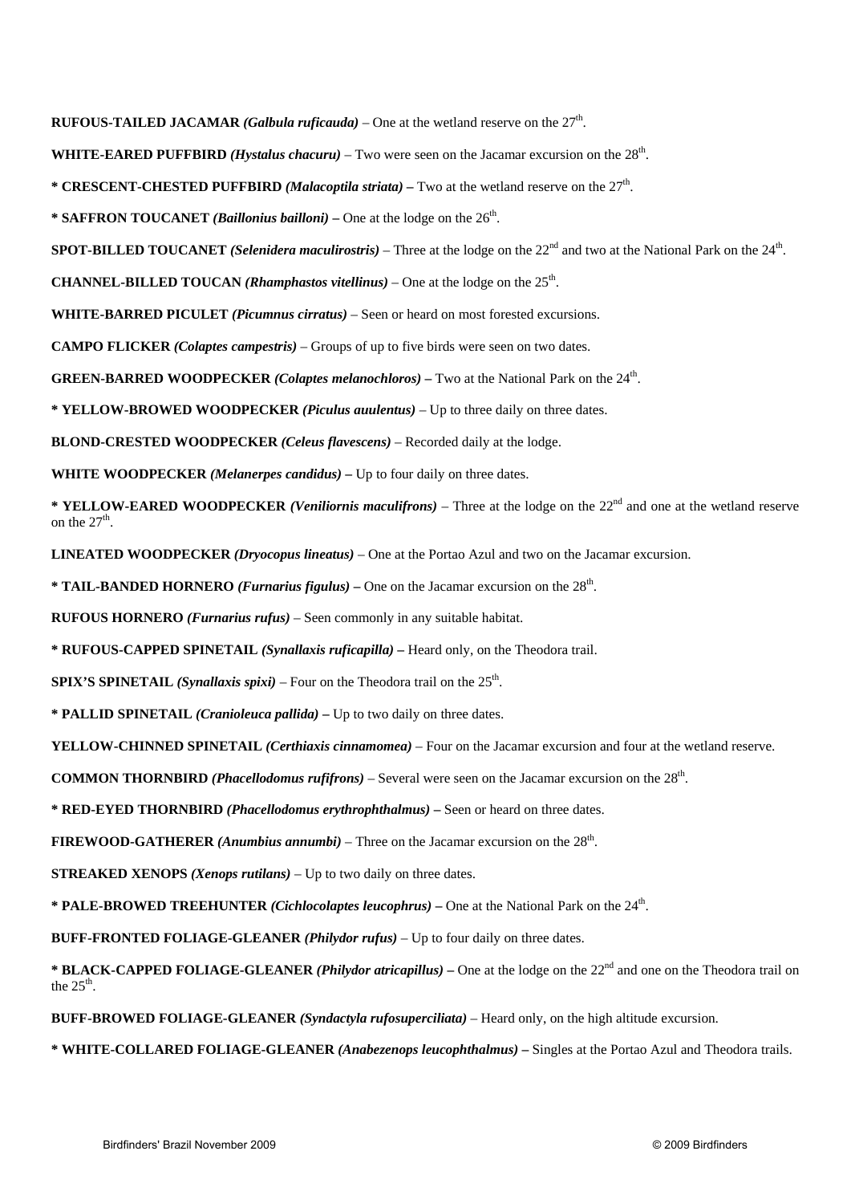**RUFOUS-TAILED JACAMAR** ***(Galbula ruficauda)*** – One at the wetland reserve on the 27th.

**WHITE-EARED PUFFBIRD** ***(Hystalus chacuru)*** – Two were seen on the Jacamar excursion on the 28th.

**\* CRESCENT-CHESTED PUFFBIRD** ***(Malacoptila striata)*** **–** Two at the wetland reserve on the 27th.

**\* SAFFRON TOUCANET** ***(Baillonius bailloni)*** **–** One at the lodge on the 26th.

**SPOT-BILLED TOUCANET** ***(Selenidera maculirostris)*** – Three at the lodge on the 22nd and two at the National Park on the 24th.

**CHANNEL-BILLED TOUCAN** ***(Rhamphastos vitellinus)*** – One at the lodge on the 25th.

**WHITE-BARRED PICULET** ***(Picumnus cirratus)*** – Seen or heard on most forested excursions.

**CAMPO FLICKER** ***(Colaptes campestris)*** – Groups of up to five birds were seen on two dates.

**GREEN-BARRED WOODPECKER** ***(Colaptes melanochloros)*** **–** Two at the National Park on the 24th.

**\* YELLOW-BROWED WOODPECKER** ***(Piculus auulentus)*** – Up to three daily on three dates.

**BLOND-CRESTED WOODPECKER** ***(Celeus flavescens)*** – Recorded daily at the lodge.

**WHITE WOODPECKER** ***(Melanerpes candidus)*** **–** Up to four daily on three dates.

**\* YELLOW-EARED WOODPECKER** ***(Veniliornis maculifrons)*** – Three at the lodge on the 22nd and one at the wetland reserve on the 27th.

**LINEATED WOODPECKER** ***(Dryocopus lineatus)*** – One at the Portao Azul and two on the Jacamar excursion.

**\* TAIL-BANDED HORNERO** ***(Furnarius figulus)*** **–** One on the Jacamar excursion on the 28th.

**RUFOUS HORNERO** ***(Furnarius rufus)*** – Seen commonly in any suitable habitat.

**\* RUFOUS-CAPPED SPINETAIL** ***(Synallaxis ruficapilla)*** **–** Heard only, on the Theodora trail.

**SPIX'S SPINETAIL** ***(Synallaxis spixi)*** – Four on the Theodora trail on the 25th.

**\* PALLID SPINETAIL** ***(Cranioleuca pallida)*** **–** Up to two daily on three dates.

**YELLOW-CHINNED SPINETAIL** ***(Certhiaxis cinnamomea)*** – Four on the Jacamar excursion and four at the wetland reserve.

**COMMON THORNBIRD** ***(Phacellodomus rufifrons)*** – Several were seen on the Jacamar excursion on the 28th.

**\* RED-EYED THORNBIRD** ***(Phacellodomus erythrophthalmus)*** **–** Seen or heard on three dates.

**FIREWOOD-GATHERER** ***(Anumbius annumbi)*** – Three on the Jacamar excursion on the 28th.

**STREAKED XENOPS** ***(Xenops rutilans)*** – Up to two daily on three dates.

**\* PALE-BROWED TREEHUNTER** ***(Cichlocolaptes leucophrus)*** **–** One at the National Park on the 24th.

**BUFF-FRONTED FOLIAGE-GLEANER** ***(Philydor rufus)*** – Up to four daily on three dates.

**\* BLACK-CAPPED FOLIAGE-GLEANER** ***(Philydor atricapillus)*** **–** One at the lodge on the 22nd and one on the Theodora trail on the 25th.

**BUFF-BROWED FOLIAGE-GLEANER** ***(Syndactyla rufosuperciliata)*** – Heard only, on the high altitude excursion.

**\* WHITE-COLLARED FOLIAGE-GLEANER** ***(Anabezenops leucophthalmus)*** **–** Singles at the Portao Azul and Theodora trails.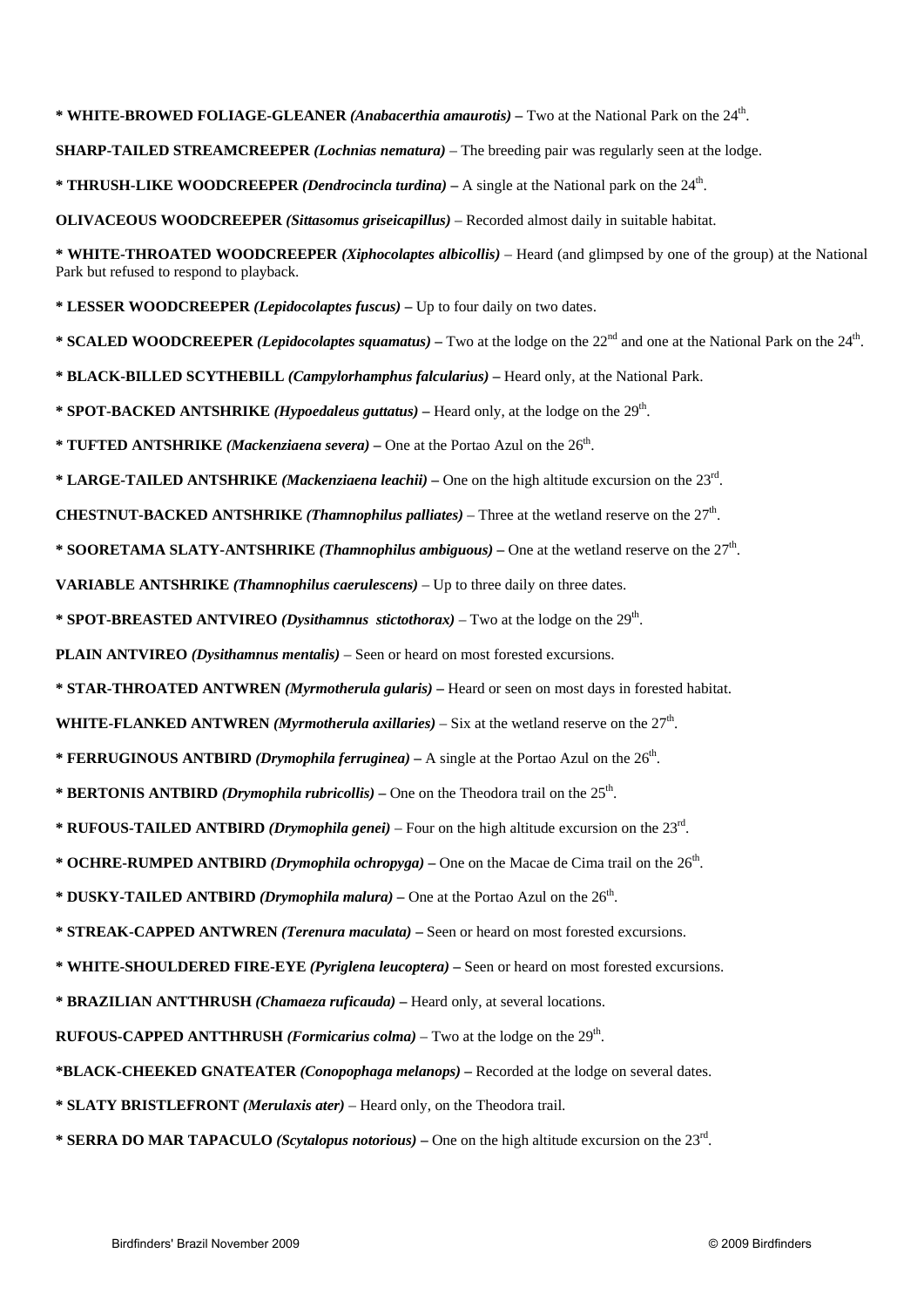**\* WHITE-BROWED FOLIAGE-GLEANER *(Anabacerthia amaurotis)* –** Two at the National Park on the 24th.

**SHARP-TAILED STREAMCREEPER *(Lochnias nematura)*** – The breeding pair was regularly seen at the lodge.

**\* THRUSH-LIKE WOODCREEPER *(Dendrocincla turdina)* –** A single at the National park on the 24th.

**OLIVACEOUS WOODCREEPER *(Sittasomus griseicapillus)*** – Recorded almost daily in suitable habitat.

**\* WHITE-THROATED WOODCREEPER *(Xiphocolaptes albicollis)*** – Heard (and glimpsed by one of the group) at the National Park but refused to respond to playback.

**\* LESSER WOODCREEPER *(Lepidocolaptes fuscus)* –** Up to four daily on two dates.

**\* SCALED WOODCREEPER *(Lepidocolaptes squamatus)* –** Two at the lodge on the 22nd and one at the National Park on the 24th.

**\* BLACK-BILLED SCYTHEBILL *(Campylorhamphus falcularius)* –** Heard only, at the National Park.

**\* SPOT-BACKED ANTSHRIKE *(Hypoedaleus guttatus)* –** Heard only, at the lodge on the 29th.

**\* TUFTED ANTSHRIKE *(Mackenziaena severa)* –** One at the Portao Azul on the 26th.

**\* LARGE-TAILED ANTSHRIKE *(Mackenziaena leachii)* –** One on the high altitude excursion on the 23rd.

**CHESTNUT-BACKED ANTSHRIKE *(Thamnophilus palliates)*** – Three at the wetland reserve on the 27th.

**\* SOORETAMA SLATY-ANTSHRIKE *(Thamnophilus ambiguous)* –** One at the wetland reserve on the 27th.

**VARIABLE ANTSHRIKE *(Thamnophilus caerulescens)*** – Up to three daily on three dates.

**\* SPOT-BREASTED ANTVIREO *(Dysithamnus stictothorax)*** – Two at the lodge on the 29th.

**PLAIN ANTVIREO *(Dysithamnus mentalis)*** – Seen or heard on most forested excursions.

**\* STAR-THROATED ANTWREN *(Myrmotherula gularis)* –** Heard or seen on most days in forested habitat.

**WHITE-FLANKED ANTWREN *(Myrmotherula axillaries)*** – Six at the wetland reserve on the 27th.

**\* FERRUGINOUS ANTBIRD *(Drymophila ferruginea)* –** A single at the Portao Azul on the 26th.

**\* BERTONIS ANTBIRD *(Drymophila rubricollis)* –** One on the Theodora trail on the 25th.

**\* RUFOUS-TAILED ANTBIRD *(Drymophila genei)*** – Four on the high altitude excursion on the 23rd.

**\* OCHRE-RUMPED ANTBIRD *(Drymophila ochropyga)* –** One on the Macae de Cima trail on the 26th.

**\* DUSKY-TAILED ANTBIRD *(Drymophila malura)* –** One at the Portao Azul on the 26th.

**\* STREAK-CAPPED ANTWREN *(Terenura maculata)* –** Seen or heard on most forested excursions.

**\* WHITE-SHOULDERED FIRE-EYE *(Pyriglena leucoptera)* –** Seen or heard on most forested excursions.

**\* BRAZILIAN ANTTHRUSH *(Chamaeza ruficauda)* –** Heard only, at several locations.

**RUFOUS-CAPPED ANTTHRUSH *(Formicarius colma)*** – Two at the lodge on the 29th.

**\*BLACK-CHEEKED GNATEATER *(Conopophaga melanops)* –** Recorded at the lodge on several dates.

**\* SLATY BRISTLEFRONT *(Merulaxis ater)*** – Heard only, on the Theodora trail.

**\* SERRA DO MAR TAPACULO *(Scytalopus notorious)* –** One on the high altitude excursion on the 23rd.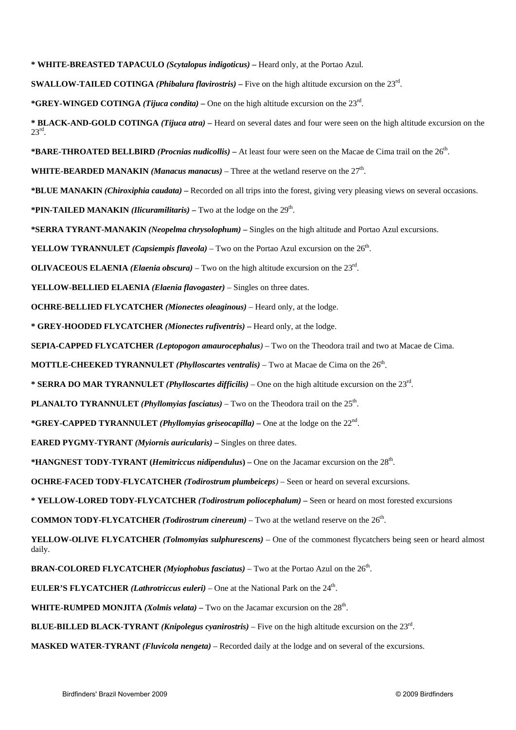**\* WHITE-BREASTED TAPACULO** ***(Scytalopus indigoticus)*** **–** Heard only, at the Portao Azul.

**SWALLOW-TAILED COTINGA** ***(Phibalura flavirostris)*** **–** Five on the high altitude excursion on the 23rd.

**\*GREY-WINGED COTINGA** ***(Tijuca condita)*** **–** One on the high altitude excursion on the 23rd.

**\* BLACK-AND-GOLD COTINGA** ***(Tijuca atra)*** **–** Heard on several dates and four were seen on the high altitude excursion on the 23rd.

**\*BARE-THROATED BELLBIRD** ***(Procnias nudicollis)*** **–** At least four were seen on the Macae de Cima trail on the 26th.

**WHITE-BEARDED MANAKIN** ***(Manacus manacus)*** – Three at the wetland reserve on the 27th.

**\*BLUE MANAKIN** ***(Chiroxiphia caudata)*** **–** Recorded on all trips into the forest, giving very pleasing views on several occasions.

**\*PIN-TAILED MANAKIN** ***(Ilicuramilitaris)*** **–** Two at the lodge on the 29th.

**\*SERRA TYRANT-MANAKIN** ***(Neopelma chrysolophum)*** **–** Singles on the high altitude and Portao Azul excursions.

**YELLOW TYRANNULET** ***(Capsiempis flaveola)*** – Two on the Portao Azul excursion on the 26th.

**OLIVACEOUS ELAENIA** ***(Elaenia obscura)*** – Two on the high altitude excursion on the 23rd.

**YELLOW-BELLIED ELAENIA** ***(Elaenia flavogaster)*** – Singles on three dates.

**OCHRE-BELLIED FLYCATCHER** ***(Mionectes oleaginous)*** – Heard only, at the lodge.

**\* GREY-HOODED FLYCATCHER** ***(Mionectes rufiventris)*** **–** Heard only, at the lodge.

**SEPIA-CAPPED FLYCATCHER** ***(Leptopogon amaurocephalus)*** – Two on the Theodora trail and two at Macae de Cima.

**MOTTLE-CHEEKED TYRANNULET** ***(Phylloscartes ventralis)*** – Two at Macae de Cima on the 26th.

**\* SERRA DO MAR TYRANNULET** ***(Phylloscartes difficilis)*** – One on the high altitude excursion on the 23rd.

**PLANALTO TYRANNULET** ***(Phyllomyias fasciatus)*** – Two on the Theodora trail on the 25th.

**\*GREY-CAPPED TYRANNULET** ***(Phyllomyias griseocapilla)*** **–** One at the lodge on the 22nd.

**EARED PYGMY-TYRANT** ***(Myiornis auricularis)*** **–** Singles on three dates.

**\*HANGNEST TODY-TYRANT (*****Hemitriccus nidipendulus*****) –** One on the Jacamar excursion on the 28th.

**OCHRE-FACED TODY-FLYCATCHER** ***(Todirostrum plumbeiceps)*** – Seen or heard on several excursions.

**\* YELLOW-LORED TODY-FLYCATCHER** ***(Todirostrum poliocephalum)*** **–** Seen or heard on most forested excursions

**COMMON TODY-FLYCATCHER** ***(Todirostrum cinereum)*** – Two at the wetland reserve on the 26th.

**YELLOW-OLIVE FLYCATCHER** ***(Tolmomyias sulphurescens)*** – One of the commonest flycatchers being seen or heard almost daily.

**BRAN-COLORED FLYCATCHER** ***(Myiophobus fasciatus)*** – Two at the Portao Azul on the 26th.

**EULER'S FLYCATCHER** ***(Lathrotriccus euleri)*** – One at the National Park on the 24th.

**WHITE-RUMPED MONJITA** ***(Xolmis velata)*** **–** Two on the Jacamar excursion on the 28th.

**BLUE-BILLED BLACK-TYRANT** ***(Knipolegus cyanirostris)*** – Five on the high altitude excursion on the 23rd.

**MASKED WATER-TYRANT** ***(Fluvicola nengeta)*** – Recorded daily at the lodge and on several of the excursions.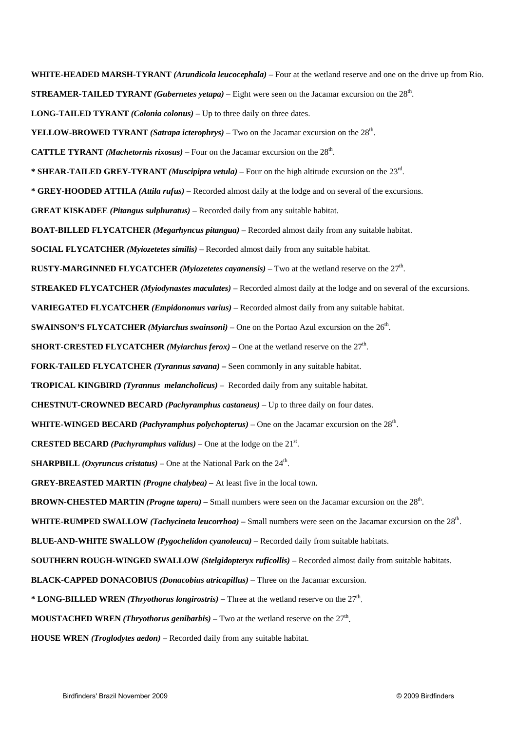**WHITE-HEADED MARSH-TYRANT** ***(Arundicola leucocephala)*** – Four at the wetland reserve and one on the drive up from Rio.

**STREAMER-TAILED TYRANT** ***(Gubernetes yetapa)*** – Eight were seen on the Jacamar excursion on the 28th.

**LONG-TAILED TYRANT** ***(Colonia colonus)*** – Up to three daily on three dates.

**YELLOW-BROWED TYRANT** ***(Satrapa icterophrys)*** – Two on the Jacamar excursion on the 28th.

**CATTLE TYRANT** ***(Machetornis rixosus)*** – Four on the Jacamar excursion on the 28th.

**\* SHEAR-TAILED GREY-TYRANT** ***(Muscipipra vetula)*** – Four on the high altitude excursion on the 23rd.

**\* GREY-HOODED ATTILA** ***(Attila rufus)*** **–** Recorded almost daily at the lodge and on several of the excursions.

**GREAT KISKADEE** ***(Pitangus sulphuratus)*** – Recorded daily from any suitable habitat.

**BOAT-BILLED FLYCATCHER** ***(Megarhyncus pitangua)*** – Recorded almost daily from any suitable habitat.

**SOCIAL FLYCATCHER** ***(Myiozetetes similis)*** – Recorded almost daily from any suitable habitat.

**RUSTY-MARGINNED FLYCATCHER** ***(Myiozetetes cayanensis)*** – Two at the wetland reserve on the 27th.

**STREAKED FLYCATCHER** ***(Myiodynastes maculates)*** – Recorded almost daily at the lodge and on several of the excursions.

**VARIEGATED FLYCATCHER** ***(Empidonomus varius)*** – Recorded almost daily from any suitable habitat.

**SWAINSON'S FLYCATCHER** ***(Myiarchus swainsoni)*** – One on the Portao Azul excursion on the 26th.

**SHORT-CRESTED FLYCATCHER** ***(Myiarchus ferox)*** **–** One at the wetland reserve on the 27th.

**FORK-TAILED FLYCATCHER** ***(Tyrannus savana)*** **–** Seen commonly in any suitable habitat.

**TROPICAL KINGBIRD** ***(Tyrannus melancholicus)*** – Recorded daily from any suitable habitat.

**CHESTNUT-CROWNED BECARD** ***(Pachyramphus castaneus)*** – Up to three daily on four dates.

**WHITE-WINGED BECARD** ***(Pachyramphus polychopterus)*** – One on the Jacamar excursion on the 28th.

**CRESTED BECARD** ***(Pachyramphus validus)*** – One at the lodge on the 21st.

**SHARPBILL** ***(Oxyruncus cristatus)*** – One at the National Park on the 24th.

**GREY-BREASTED MARTIN** ***(Progne chalybea)*** **–** At least five in the local town.

**BROWN-CHESTED MARTIN** ***(Progne tapera)*** **–** Small numbers were seen on the Jacamar excursion on the 28th.

**WHITE-RUMPED SWALLOW** ***(Tachycineta leucorrhoa)*** **–** Small numbers were seen on the Jacamar excursion on the 28th.

**BLUE-AND-WHITE SWALLOW** ***(Pygochelidon cyanoleuca)*** – Recorded daily from suitable habitats.

**SOUTHERN ROUGH-WINGED SWALLOW** ***(Stelgidopteryx ruficollis)*** – Recorded almost daily from suitable habitats.

**BLACK-CAPPED DONACOBIUS** ***(Donacobius atricapillus)*** – Three on the Jacamar excursion.

**\* LONG-BILLED WREN** ***(Thryothorus longirostris)*** **–** Three at the wetland reserve on the 27th.

**MOUSTACHED WREN** ***(Thryothorus genibarbis)*** **–** Two at the wetland reserve on the 27th.

**HOUSE WREN** ***(Troglodytes aedon)*** – Recorded daily from any suitable habitat.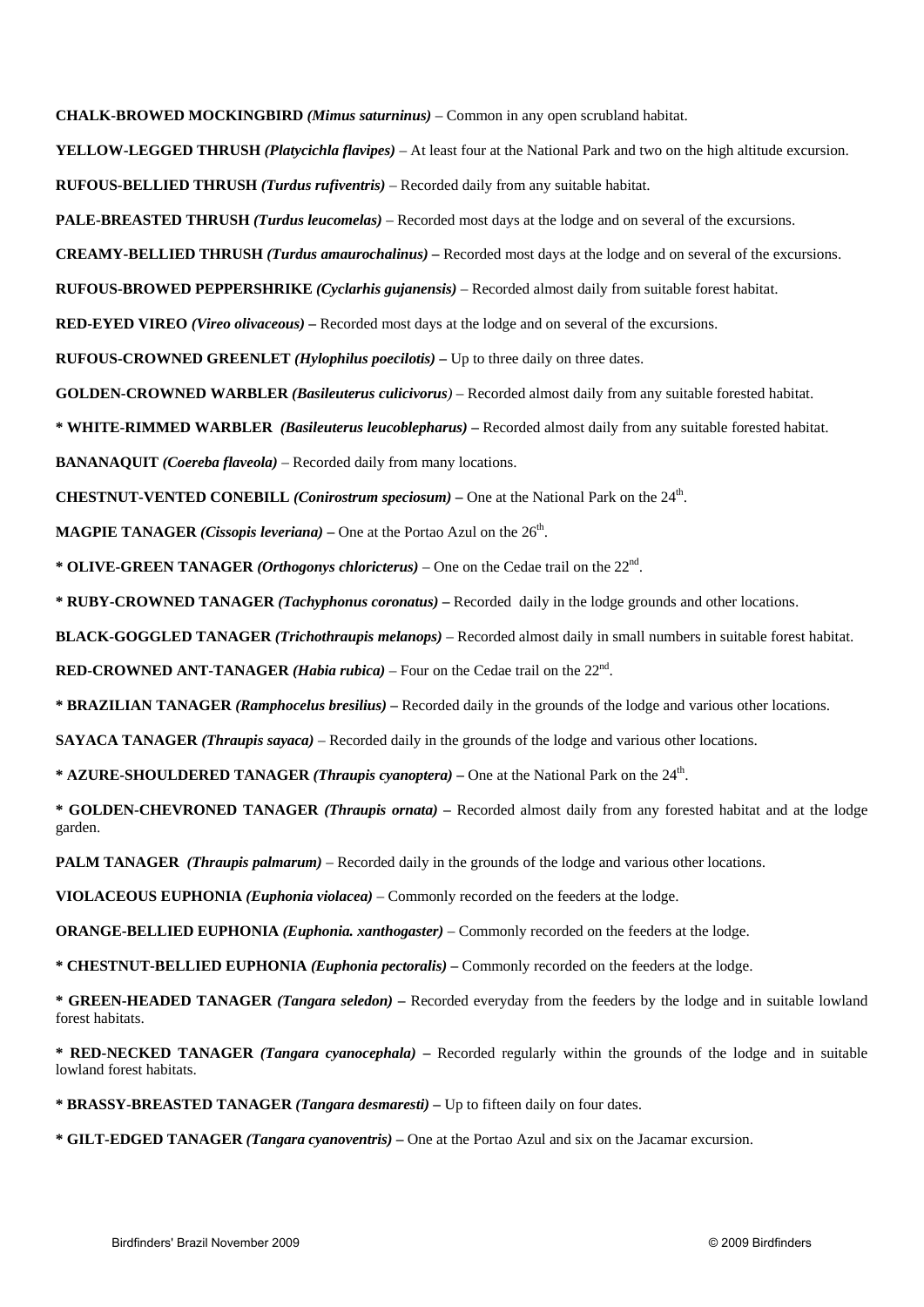**CHALK-BROWED MOCKINGBIRD** ***(Mimus saturninus)*** – Common in any open scrubland habitat.

**YELLOW-LEGGED THRUSH** ***(Platycichla flavipes)*** – At least four at the National Park and two on the high altitude excursion.

**RUFOUS-BELLIED THRUSH** ***(Turdus rufiventris)*** – Recorded daily from any suitable habitat.

**PALE-BREASTED THRUSH** ***(Turdus leucomelas)*** – Recorded most days at the lodge and on several of the excursions.

**CREAMY-BELLIED THRUSH** ***(Turdus amaurochalinus)*** **–** Recorded most days at the lodge and on several of the excursions.

**RUFOUS-BROWED PEPPERSHRIKE** ***(Cyclarhis gujanensis)*** – Recorded almost daily from suitable forest habitat.

**RED-EYED VIREO** ***(Vireo olivaceous)*** **–** Recorded most days at the lodge and on several of the excursions.

**RUFOUS-CROWNED GREENLET** ***(Hylophilus poecilotis)*** **–** Up to three daily on three dates.

**GOLDEN-CROWNED WARBLER** ***(Basileuterus culicivorus)*** – Recorded almost daily from any suitable forested habitat.

**\* WHITE-RIMMED WARBLER** ***(Basileuterus leucoblepharus)*** **–** Recorded almost daily from any suitable forested habitat.

**BANANAQUIT** ***(Coereba flaveola)*** – Recorded daily from many locations.

**CHESTNUT-VENTED CONEBILL** ***(Conirostrum speciosum)*** **–** One at the National Park on the 24th.

**MAGPIE TANAGER** ***(Cissopis leveriana)*** **–** One at the Portao Azul on the 26th.

**\* OLIVE-GREEN TANAGER** ***(Orthogonys chloricterus)*** – One on the Cedae trail on the 22nd.

**\* RUBY-CROWNED TANAGER** ***(Tachyphonus coronatus)*** **–** Recorded daily in the lodge grounds and other locations.

**BLACK-GOGGLED TANAGER** ***(Trichothraupis melanops)*** – Recorded almost daily in small numbers in suitable forest habitat.

**RED-CROWNED ANT-TANAGER** ***(Habia rubica)*** – Four on the Cedae trail on the 22nd.

**\* BRAZILIAN TANAGER** ***(Ramphocelus bresilius)*** **–** Recorded daily in the grounds of the lodge and various other locations.

**SAYACA TANAGER** ***(Thraupis sayaca)*** – Recorded daily in the grounds of the lodge and various other locations.

**\* AZURE-SHOULDERED TANAGER** ***(Thraupis cyanoptera)*** **–** One at the National Park on the 24th.

**\* GOLDEN-CHEVRONED TANAGER** ***(Thraupis ornata)*** **–** Recorded almost daily from any forested habitat and at the lodge garden.

**PALM TANAGER** ***(Thraupis palmarum)*** – Recorded daily in the grounds of the lodge and various other locations.

**VIOLACEOUS EUPHONIA** ***(Euphonia violacea)*** – Commonly recorded on the feeders at the lodge.

**ORANGE-BELLIED EUPHONIA** ***(Euphonia. xanthogaster)*** – Commonly recorded on the feeders at the lodge.

**\* CHESTNUT-BELLIED EUPHONIA** ***(Euphonia pectoralis)*** **–** Commonly recorded on the feeders at the lodge.

**\* GREEN-HEADED TANAGER** ***(Tangara seledon)*** **–** Recorded everyday from the feeders by the lodge and in suitable lowland forest habitats.

**\* RED-NECKED TANAGER** ***(Tangara cyanocephala)*** **–** Recorded regularly within the grounds of the lodge and in suitable lowland forest habitats.

**\* BRASSY-BREASTED TANAGER** ***(Tangara desmaresti)*** **–** Up to fifteen daily on four dates.

**\* GILT-EDGED TANAGER** ***(Tangara cyanoventris)*** **–** One at the Portao Azul and six on the Jacamar excursion.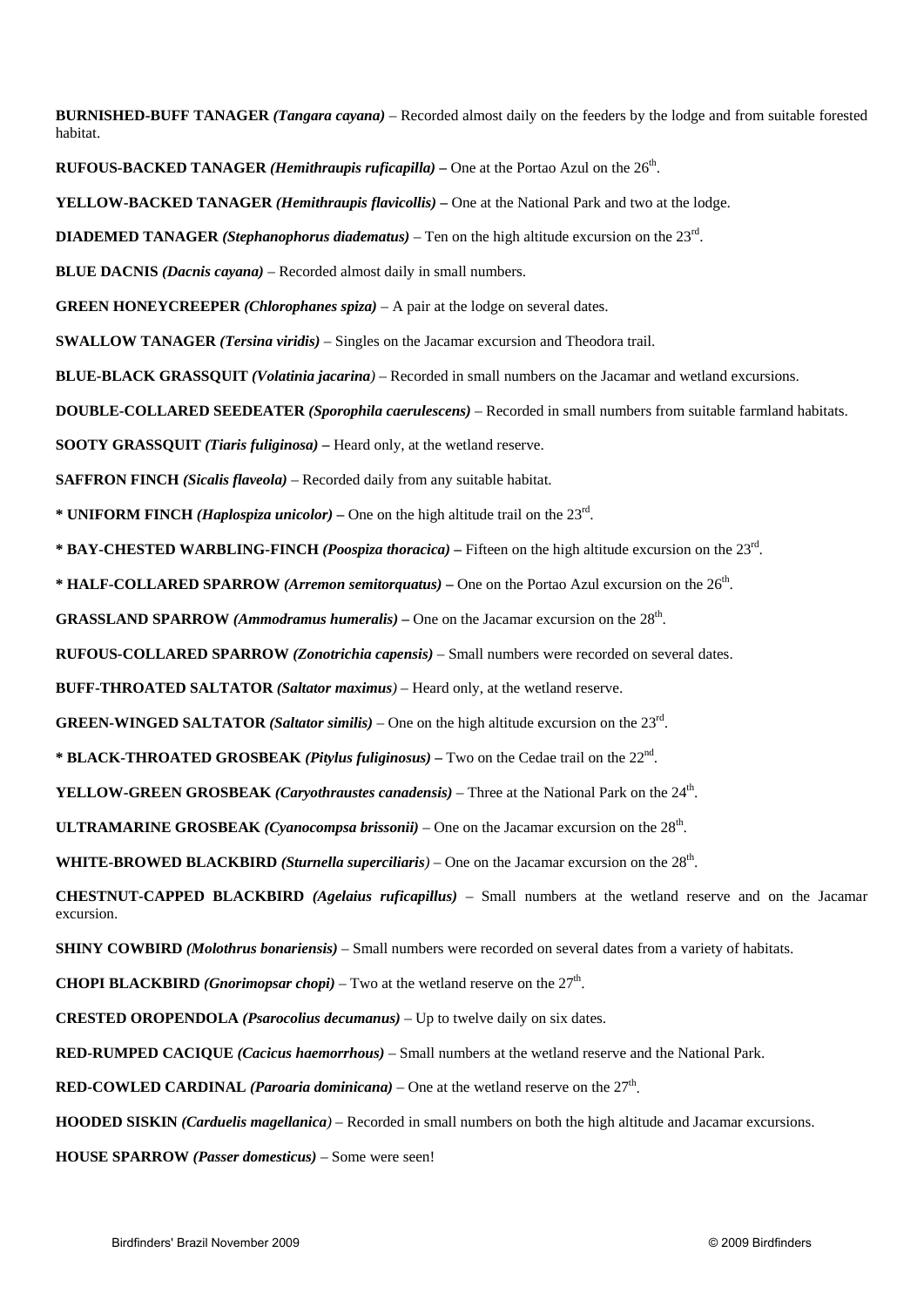**BURNISHED-BUFF TANAGER *(Tangara cayana)*** – Recorded almost daily on the feeders by the lodge and from suitable forested habitat.

**RUFOUS-BACKED TANAGER *(Hemithraupis ruficapilla)* –** One at the Portao Azul on the 26th.

**YELLOW-BACKED TANAGER *(Hemithraupis flavicollis)* –** One at the National Park and two at the lodge.

**DIADEMED TANAGER *(Stephanophorus diadematus)*** – Ten on the high altitude excursion on the 23rd.

**BLUE DACNIS *(Dacnis cayana)*** – Recorded almost daily in small numbers.

**GREEN HONEYCREEPER *(Chlorophanes spiza)*** – A pair at the lodge on several dates.

**SWALLOW TANAGER *(Tersina viridis)*** – Singles on the Jacamar excursion and Theodora trail.

**BLUE-BLACK GRASSQUIT *(Volatinia jacarina)*** – Recorded in small numbers on the Jacamar and wetland excursions.

**DOUBLE-COLLARED SEEDEATER *(Sporophila caerulescens)*** – Recorded in small numbers from suitable farmland habitats.

**SOOTY GRASSQUIT *(Tiaris fuliginosa)* –** Heard only, at the wetland reserve.

**SAFFRON FINCH *(Sicalis flaveola)*** – Recorded daily from any suitable habitat.

**\* UNIFORM FINCH *(Haplospiza unicolor)* –** One on the high altitude trail on the 23rd.

**\* BAY-CHESTED WARBLING-FINCH *(Poospiza thoracica)* –** Fifteen on the high altitude excursion on the 23rd.

**\* HALF-COLLARED SPARROW *(Arremon semitorquatus)* –** One on the Portao Azul excursion on the 26th.

**GRASSLAND SPARROW *(Ammodramus humeralis)* –** One on the Jacamar excursion on the 28th.

**RUFOUS-COLLARED SPARROW *(Zonotrichia capensis)*** – Small numbers were recorded on several dates.

**BUFF-THROATED SALTATOR *(Saltator maximus)*** – Heard only, at the wetland reserve.

**GREEN-WINGED SALTATOR *(Saltator similis)*** – One on the high altitude excursion on the 23rd.

**\* BLACK-THROATED GROSBEAK *(Pitylus fuliginosus)* –** Two on the Cedae trail on the 22nd.

**YELLOW-GREEN GROSBEAK *(Caryothraustes canadensis)*** – Three at the National Park on the 24th.

**ULTRAMARINE GROSBEAK *(Cyanocompsa brissonii)*** – One on the Jacamar excursion on the 28th.

**WHITE-BROWED BLACKBIRD *(Sturnella superciliaris)*** – One on the Jacamar excursion on the 28th.

**CHESTNUT-CAPPED BLACKBIRD *(Agelaius ruficapillus)*** – Small numbers at the wetland reserve and on the Jacamar excursion.

**SHINY COWBIRD *(Molothrus bonariensis)*** – Small numbers were recorded on several dates from a variety of habitats.

**CHOPI BLACKBIRD *(Gnorimopsar chopi)*** – Two at the wetland reserve on the 27th.

**CRESTED OROPENDOLA *(Psarocolius decumanus)*** – Up to twelve daily on six dates.

**RED-RUMPED CACIQUE *(Cacicus haemorrhous)*** – Small numbers at the wetland reserve and the National Park.

**RED-COWLED CARDINAL *(Paroaria dominicana)*** – One at the wetland reserve on the 27th.

**HOODED SISKIN *(Carduelis magellanica)*** – Recorded in small numbers on both the high altitude and Jacamar excursions.

**HOUSE SPARROW *(Passer domesticus)*** – Some were seen!